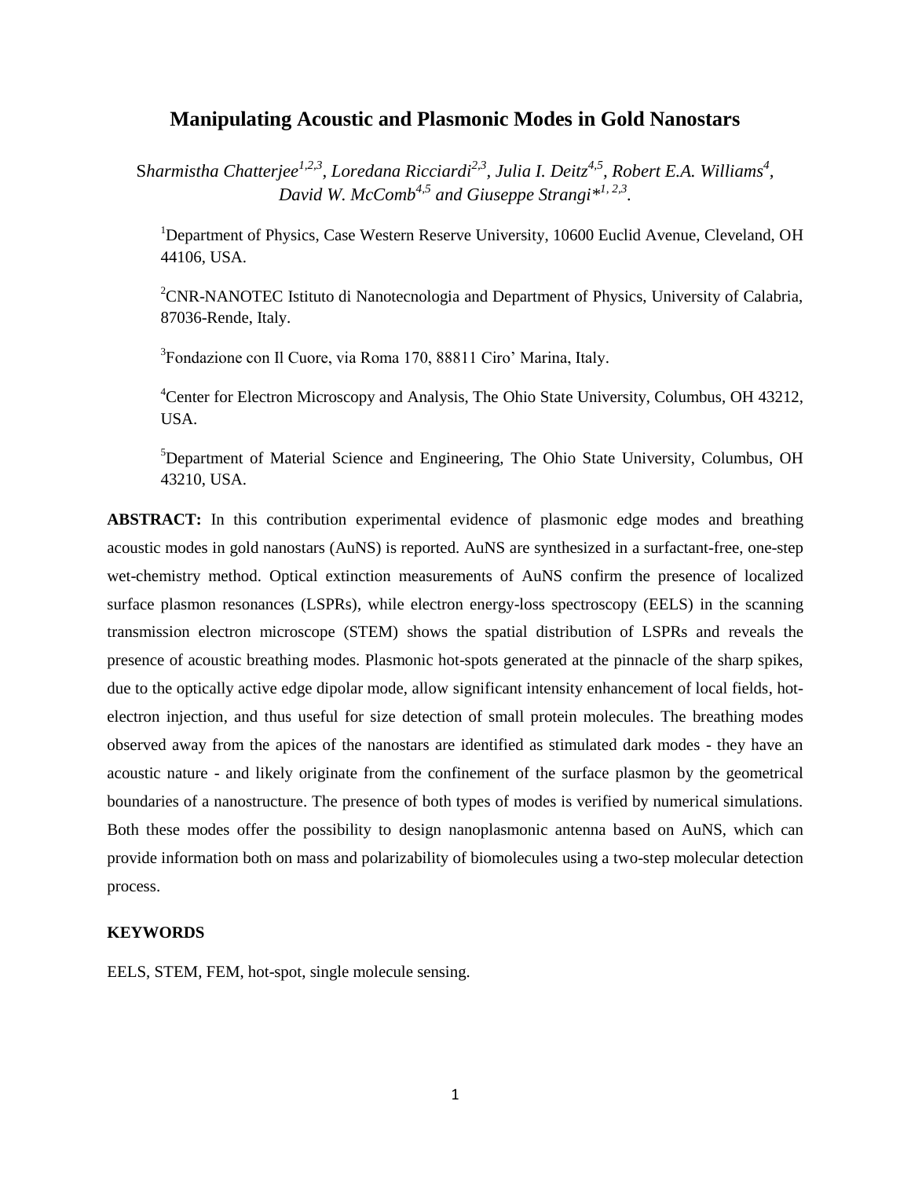# Manipulating Acoustic and Plasmonic Modes in Gold Nanostars

*Sharmistha Chatterjee*[1,2,3]*, Loredana Ricciardi*[2,3]*, Julia I. Deitz*[4,5]*, Robert E.A. Williams*[4]*, David W. McComb*[4,5] *and Giuseppe Strangi**[1, 2,3]*.*

[1]Department of Physics, Case Western Reserve University, 10600 Euclid Avenue, Cleveland, OH 44106, USA.

[2]CNR-NANOTEC Istituto di Nanotecnologia and Department of Physics, University of Calabria, 87036-Rende, Italy.

[3]Fondazione con Il Cuore, via Roma 170, 88811 Ciro' Marina, Italy.

[4]Center for Electron Microscopy and Analysis, The Ohio State University, Columbus, OH 43212, USA.

[5]Department of Material Science and Engineering, The Ohio State University, Columbus, OH 43210, USA.

**ABSTRACT:** In this contribution experimental evidence of plasmonic edge modes and breathing acoustic modes in gold nanostars (AuNS) is reported. AuNS are synthesized in a surfactant-free, one-step wet-chemistry method. Optical extinction measurements of AuNS confirm the presence of localized surface plasmon resonances (LSPRs), while electron energy-loss spectroscopy (EELS) in the scanning transmission electron microscope (STEM) shows the spatial distribution of LSPRs and reveals the presence of acoustic breathing modes. Plasmonic hot-spots generated at the pinnacle of the sharp spikes, due to the optically active edge dipolar mode, allow significant intensity enhancement of local fields, hot-electron injection, and thus useful for size detection of small protein molecules. The breathing modes observed away from the apices of the nanostars are identified as stimulated dark modes - they have an acoustic nature - and likely originate from the confinement of the surface plasmon by the geometrical boundaries of a nanostructure. The presence of both types of modes is verified by numerical simulations. Both these modes offer the possibility to design nanoplasmonic antenna based on AuNS, which can provide information both on mass and polarizability of biomolecules using a two-step molecular detection process.

**KEYWORDS**

EELS, STEM, FEM, hot-spot, single molecule sensing.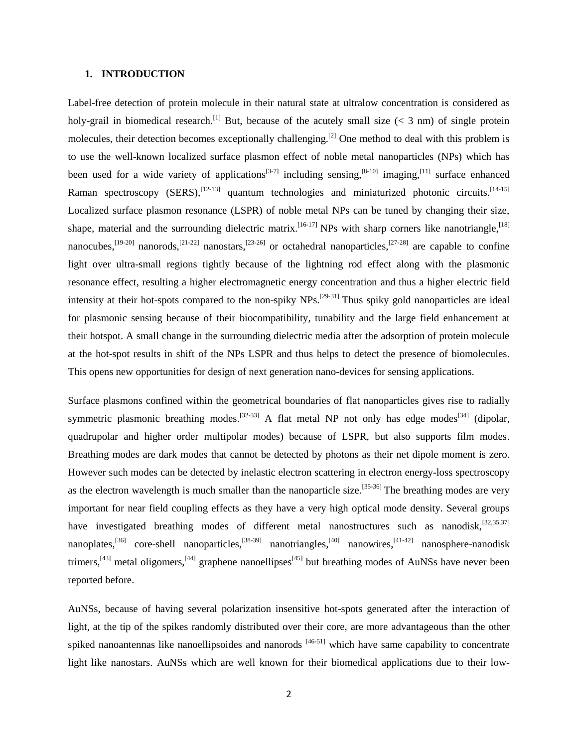## 1. INTRODUCTION

Label-free detection of protein molecule in their natural state at ultralow concentration is considered as holy-grail in biomedical research.[1] But, because of the acutely small size (< 3 nm) of single protein molecules, their detection becomes exceptionally challenging.[2] One method to deal with this problem is to use the well-known localized surface plasmon effect of noble metal nanoparticles (NPs) which has been used for a wide variety of applications[3-7] including sensing,[8-10] imaging,[11] surface enhanced Raman spectroscopy (SERS),[12-13] quantum technologies and miniaturized photonic circuits.[14-15] Localized surface plasmon resonance (LSPR) of noble metal NPs can be tuned by changing their size, shape, material and the surrounding dielectric matrix.[16-17] NPs with sharp corners like nanotriangle,[18] nanocubes,[19-20] nanorods,[21-22] nanostars,[23-26] or octahedral nanoparticles,[27-28] are capable to confine light over ultra-small regions tightly because of the lightning rod effect along with the plasmonic resonance effect, resulting a higher electromagnetic energy concentration and thus a higher electric field intensity at their hot-spots compared to the non-spiky NPs.[29-31] Thus spiky gold nanoparticles are ideal for plasmonic sensing because of their biocompatibility, tunability and the large field enhancement at their hotspot. A small change in the surrounding dielectric media after the adsorption of protein molecule at the hot-spot results in shift of the NPs LSPR and thus helps to detect the presence of biomolecules. This opens new opportunities for design of next generation nano-devices for sensing applications.

Surface plasmons confined within the geometrical boundaries of flat nanoparticles gives rise to radially symmetric plasmonic breathing modes.[32-33] A flat metal NP not only has edge modes[34] (dipolar, quadrupolar and higher order multipolar modes) because of LSPR, but also supports film modes. Breathing modes are dark modes that cannot be detected by photons as their net dipole moment is zero. However such modes can be detected by inelastic electron scattering in electron energy-loss spectroscopy as the electron wavelength is much smaller than the nanoparticle size.[35-36] The breathing modes are very important for near field coupling effects as they have a very high optical mode density. Several groups have investigated breathing modes of different metal nanostructures such as nanodisk,[32,35,37] nanoplates,[36] core-shell nanoparticles,[38-39] nanotriangles,[40] nanowires,[41-42] nanosphere-nanodisk trimers,[43] metal oligomers,[44] graphene nanoellipses[45] but breathing modes of AuNSs have never been reported before.

AuNSs, because of having several polarization insensitive hot-spots generated after the interaction of light, at the tip of the spikes randomly distributed over their core, are more advantageous than the other spiked nanoantennas like nanoellipsoides and nanorods [46-51] which have same capability to concentrate light like nanostars. AuNSs which are well known for their biomedical applications due to their low-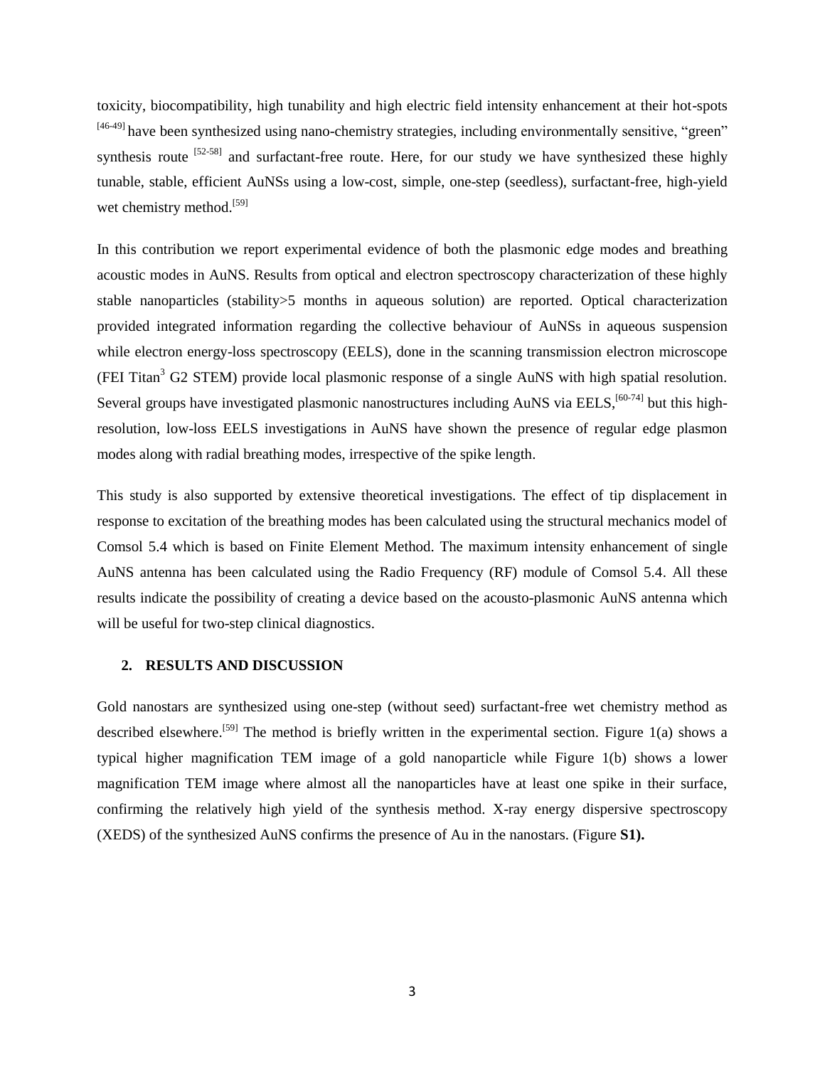toxicity, biocompatibility, high tunability and high electric field intensity enhancement at their hot-spots [46-49] have been synthesized using nano-chemistry strategies, including environmentally sensitive, "green" synthesis route [52-58] and surfactant-free route. Here, for our study we have synthesized these highly tunable, stable, efficient AuNSs using a low-cost, simple, one-step (seedless), surfactant-free, high-yield wet chemistry method.[59]

In this contribution we report experimental evidence of both the plasmonic edge modes and breathing acoustic modes in AuNS. Results from optical and electron spectroscopy characterization of these highly stable nanoparticles (stability>5 months in aqueous solution) are reported. Optical characterization provided integrated information regarding the collective behaviour of AuNSs in aqueous suspension while electron energy-loss spectroscopy (EELS), done in the scanning transmission electron microscope (FEI Titan$^3$ G2 STEM) provide local plasmonic response of a single AuNS with high spatial resolution. Several groups have investigated plasmonic nanostructures including AuNS via EELS,[60-74] but this high-resolution, low-loss EELS investigations in AuNS have shown the presence of regular edge plasmon modes along with radial breathing modes, irrespective of the spike length.

This study is also supported by extensive theoretical investigations. The effect of tip displacement in response to excitation of the breathing modes has been calculated using the structural mechanics model of Comsol 5.4 which is based on Finite Element Method. The maximum intensity enhancement of single AuNS antenna has been calculated using the Radio Frequency (RF) module of Comsol 5.4. All these results indicate the possibility of creating a device based on the acousto-plasmonic AuNS antenna which will be useful for two-step clinical diagnostics.

## 2. RESULTS AND DISCUSSION

Gold nanostars are synthesized using one-step (without seed) surfactant-free wet chemistry method as described elsewhere.[59] The method is briefly written in the experimental section. Figure 1(a) shows a typical higher magnification TEM image of a gold nanoparticle while Figure 1(b) shows a lower magnification TEM image where almost all the nanoparticles have at least one spike in their surface, confirming the relatively high yield of the synthesis method. X-ray energy dispersive spectroscopy (XEDS) of the synthesized AuNS confirms the presence of Au in the nanostars. (Figure **S1).**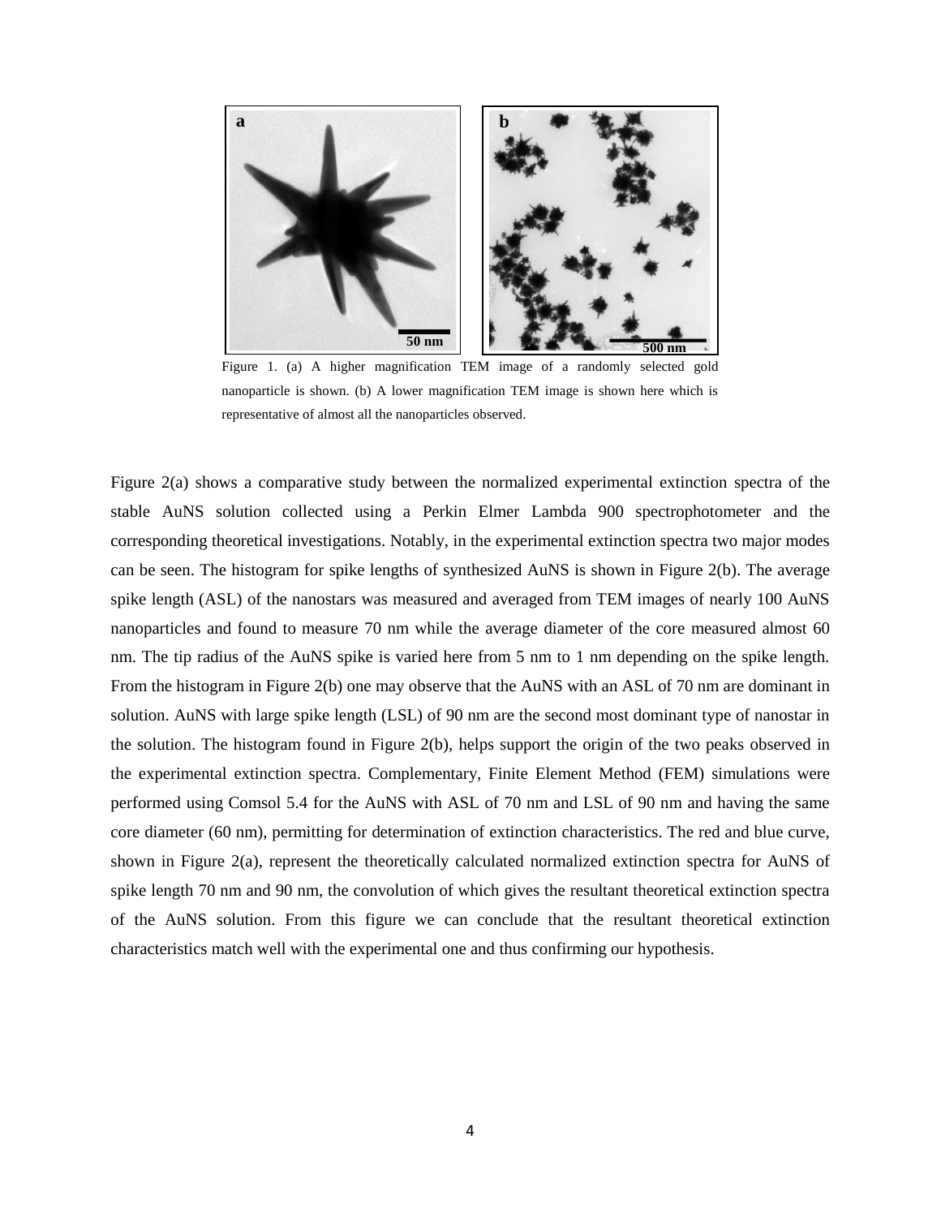Figure 1. (a) A higher magnification TEM image of a randomly selected gold nanoparticle is shown. (b) A lower magnification TEM image is shown here which is representative of almost all the nanoparticles observed.

Figure 2(a) shows a comparative study between the normalized experimental extinction spectra of the stable AuNS solution collected using a Perkin Elmer Lambda 900 spectrophotometer and the corresponding theoretical investigations. Notably, in the experimental extinction spectra two major modes can be seen. The histogram for spike lengths of synthesized AuNS is shown in Figure 2(b). The average spike length (ASL) of the nanostars was measured and averaged from TEM images of nearly 100 AuNS nanoparticles and found to measure 70 nm while the average diameter of the core measured almost 60 nm. The tip radius of the AuNS spike is varied here from 5 nm to 1 nm depending on the spike length. From the histogram in Figure 2(b) one may observe that the AuNS with an ASL of 70 nm are dominant in solution. AuNS with large spike length (LSL) of 90 nm are the second most dominant type of nanostar in the solution. The histogram found in Figure 2(b), helps support the origin of the two peaks observed in the experimental extinction spectra. Complementary, Finite Element Method (FEM) simulations were performed using Comsol 5.4 for the AuNS with ASL of 70 nm and LSL of 90 nm and having the same core diameter (60 nm), permitting for determination of extinction characteristics. The red and blue curve, shown in Figure 2(a), represent the theoretically calculated normalized extinction spectra for AuNS of spike length 70 nm and 90 nm, the convolution of which gives the resultant theoretical extinction spectra of the AuNS solution. From this figure we can conclude that the resultant theoretical extinction characteristics match well with the experimental one and thus confirming our hypothesis.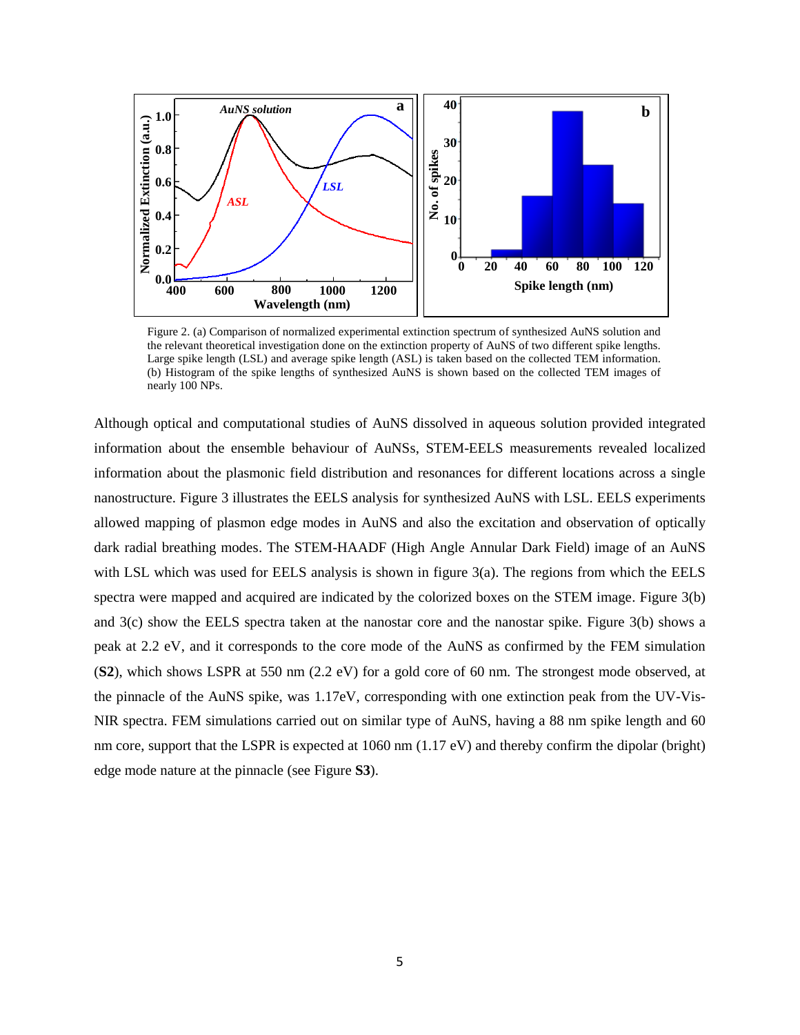Figure 2. (a) Comparison of normalized experimental extinction spectrum of synthesized AuNS solution and the relevant theoretical investigation done on the extinction property of AuNS of two different spike lengths. Large spike length (LSL) and average spike length (ASL) is taken based on the collected TEM information. (b) Histogram of the spike lengths of synthesized AuNS is shown based on the collected TEM images of nearly 100 NPs.

Although optical and computational studies of AuNS dissolved in aqueous solution provided integrated information about the ensemble behaviour of AuNSs, STEM-EELS measurements revealed localized information about the plasmonic field distribution and resonances for different locations across a single nanostructure. Figure 3 illustrates the EELS analysis for synthesized AuNS with LSL. EELS experiments allowed mapping of plasmon edge modes in AuNS and also the excitation and observation of optically dark radial breathing modes. The STEM-HAADF (High Angle Annular Dark Field) image of an AuNS with LSL which was used for EELS analysis is shown in figure 3(a). The regions from which the EELS spectra were mapped and acquired are indicated by the colorized boxes on the STEM image. Figure 3(b) and 3(c) show the EELS spectra taken at the nanostar core and the nanostar spike. Figure 3(b) shows a peak at 2.2 eV, and it corresponds to the core mode of the AuNS as confirmed by the FEM simulation (**S2**), which shows LSPR at 550 nm (2.2 eV) for a gold core of 60 nm. The strongest mode observed, at the pinnacle of the AuNS spike, was 1.17eV, corresponding with one extinction peak from the UV-Vis-NIR spectra. FEM simulations carried out on similar type of AuNS, having a 88 nm spike length and 60 nm core, support that the LSPR is expected at 1060 nm (1.17 eV) and thereby confirm the dipolar (bright) edge mode nature at the pinnacle (see Figure **S3**).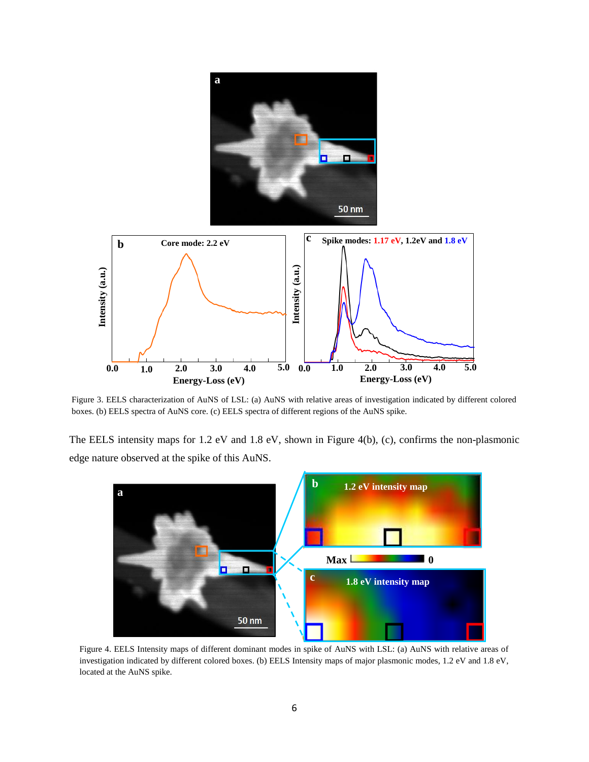Figure 3. EELS characterization of AuNS of LSL: (a) AuNS with relative areas of investigation indicated by different colored boxes. (b) EELS spectra of AuNS core. (c) EELS spectra of different regions of the AuNS spike.

The EELS intensity maps for 1.2 eV and 1.8 eV, shown in Figure 4(b), (c), confirms the non-plasmonic edge nature observed at the spike of this AuNS.

Figure 4. EELS Intensity maps of different dominant modes in spike of AuNS with LSL: (a) AuNS with relative areas of investigation indicated by different colored boxes. (b) EELS Intensity maps of major plasmonic modes, 1.2 eV and 1.8 eV, located at the AuNS spike.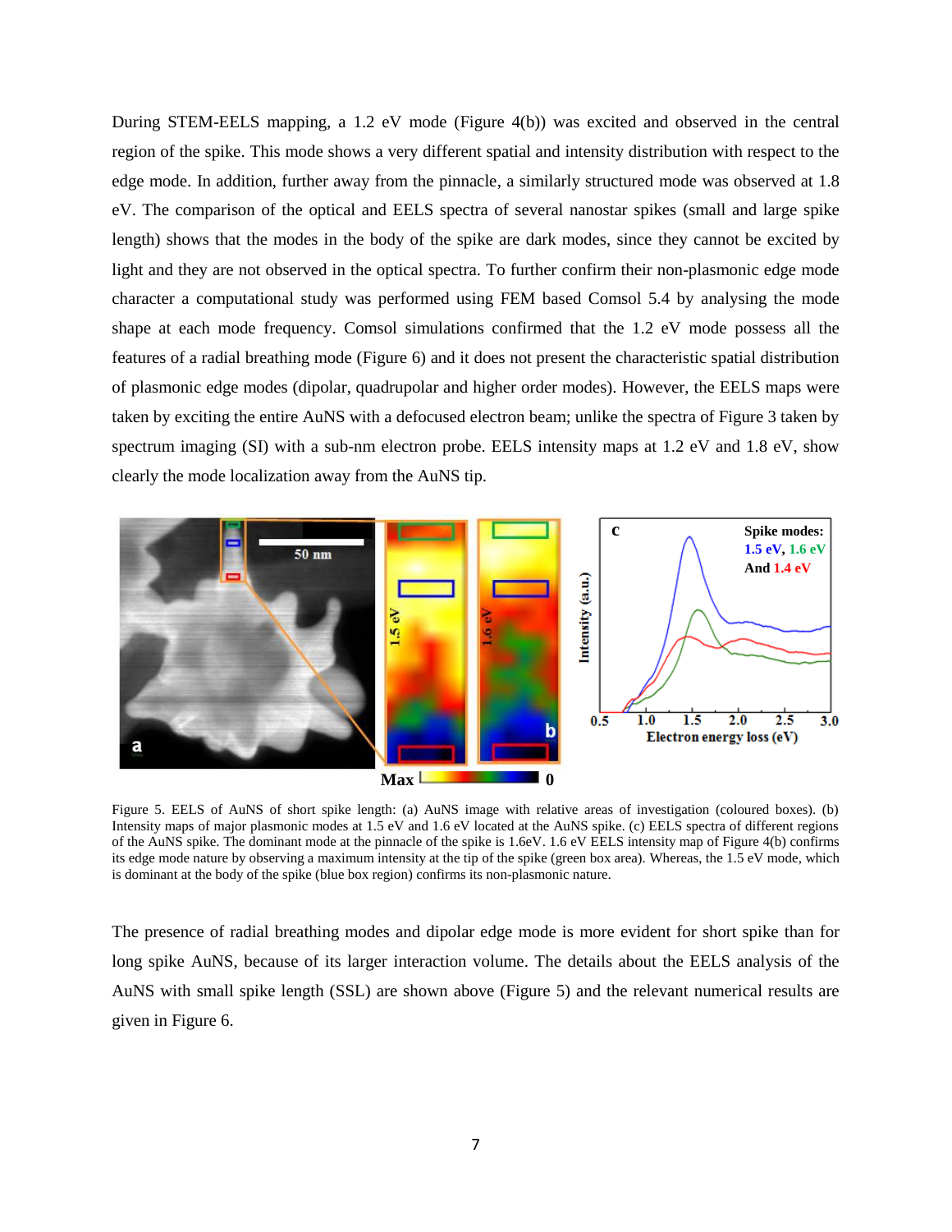During STEM-EELS mapping, a 1.2 eV mode (Figure 4(b)) was excited and observed in the central region of the spike. This mode shows a very different spatial and intensity distribution with respect to the edge mode. In addition, further away from the pinnacle, a similarly structured mode was observed at 1.8 eV. The comparison of the optical and EELS spectra of several nanostar spikes (small and large spike length) shows that the modes in the body of the spike are dark modes, since they cannot be excited by light and they are not observed in the optical spectra. To further confirm their non-plasmonic edge mode character a computational study was performed using FEM based Comsol 5.4 by analysing the mode shape at each mode frequency. Comsol simulations confirmed that the 1.2 eV mode possess all the features of a radial breathing mode (Figure 6) and it does not present the characteristic spatial distribution of plasmonic edge modes (dipolar, quadrupolar and higher order modes). However, the EELS maps were taken by exciting the entire AuNS with a defocused electron beam; unlike the spectra of Figure 3 taken by spectrum imaging (SI) with a sub-nm electron probe. EELS intensity maps at 1.2 eV and 1.8 eV, show clearly the mode localization away from the AuNS tip.

Figure 5. EELS of AuNS of short spike length: (a) AuNS image with relative areas of investigation (coloured boxes). (b) Intensity maps of major plasmonic modes at 1.5 eV and 1.6 eV located at the AuNS spike. (c) EELS spectra of different regions of the AuNS spike. The dominant mode at the pinnacle of the spike is 1.6eV. 1.6 eV EELS intensity map of Figure 4(b) confirms its edge mode nature by observing a maximum intensity at the tip of the spike (green box area). Whereas, the 1.5 eV mode, which is dominant at the body of the spike (blue box region) confirms its non-plasmonic nature.

The presence of radial breathing modes and dipolar edge mode is more evident for short spike than for long spike AuNS, because of its larger interaction volume. The details about the EELS analysis of the AuNS with small spike length (SSL) are shown above (Figure 5) and the relevant numerical results are given in Figure 6.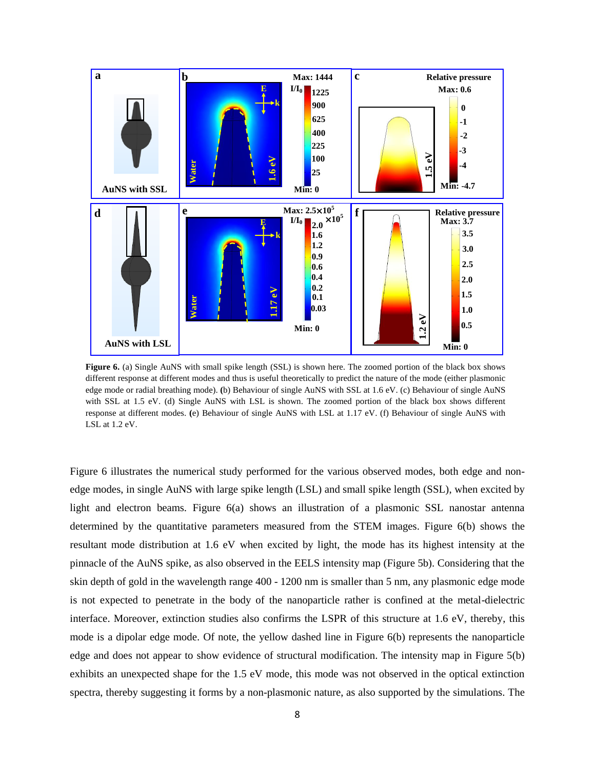**Figure 6.** (a) Single AuNS with small spike length (SSL) is shown here. The zoomed portion of the black box shows different response at different modes and thus is useful theoretically to predict the nature of the mode (either plasmonic edge mode or radial breathing mode). **(**b) Behaviour of single AuNS with SSL at 1.6 eV. (c) Behaviour of single AuNS with SSL at 1.5 eV. (d) Single AuNS with LSL is shown. The zoomed portion of the black box shows different response at different modes. **(**e) Behaviour of single AuNS with LSL at 1.17 eV. (f) Behaviour of single AuNS with LSL at 1.2 eV.

Figure 6 illustrates the numerical study performed for the various observed modes, both edge and non-edge modes, in single AuNS with large spike length (LSL) and small spike length (SSL), when excited by light and electron beams. Figure 6(a) shows an illustration of a plasmonic SSL nanostar antenna determined by the quantitative parameters measured from the STEM images. Figure 6(b) shows the resultant mode distribution at 1.6 eV when excited by light, the mode has its highest intensity at the pinnacle of the AuNS spike, as also observed in the EELS intensity map (Figure 5b). Considering that the skin depth of gold in the wavelength range 400 - 1200 nm is smaller than 5 nm, any plasmonic edge mode is not expected to penetrate in the body of the nanoparticle rather is confined at the metal-dielectric interface. Moreover, extinction studies also confirms the LSPR of this structure at 1.6 eV, thereby, this mode is a dipolar edge mode. Of note, the yellow dashed line in Figure 6(b) represents the nanoparticle edge and does not appear to show evidence of structural modification. The intensity map in Figure 5(b) exhibits an unexpected shape for the 1.5 eV mode, this mode was not observed in the optical extinction spectra, thereby suggesting it forms by a non-plasmonic nature, as also supported by the simulations. The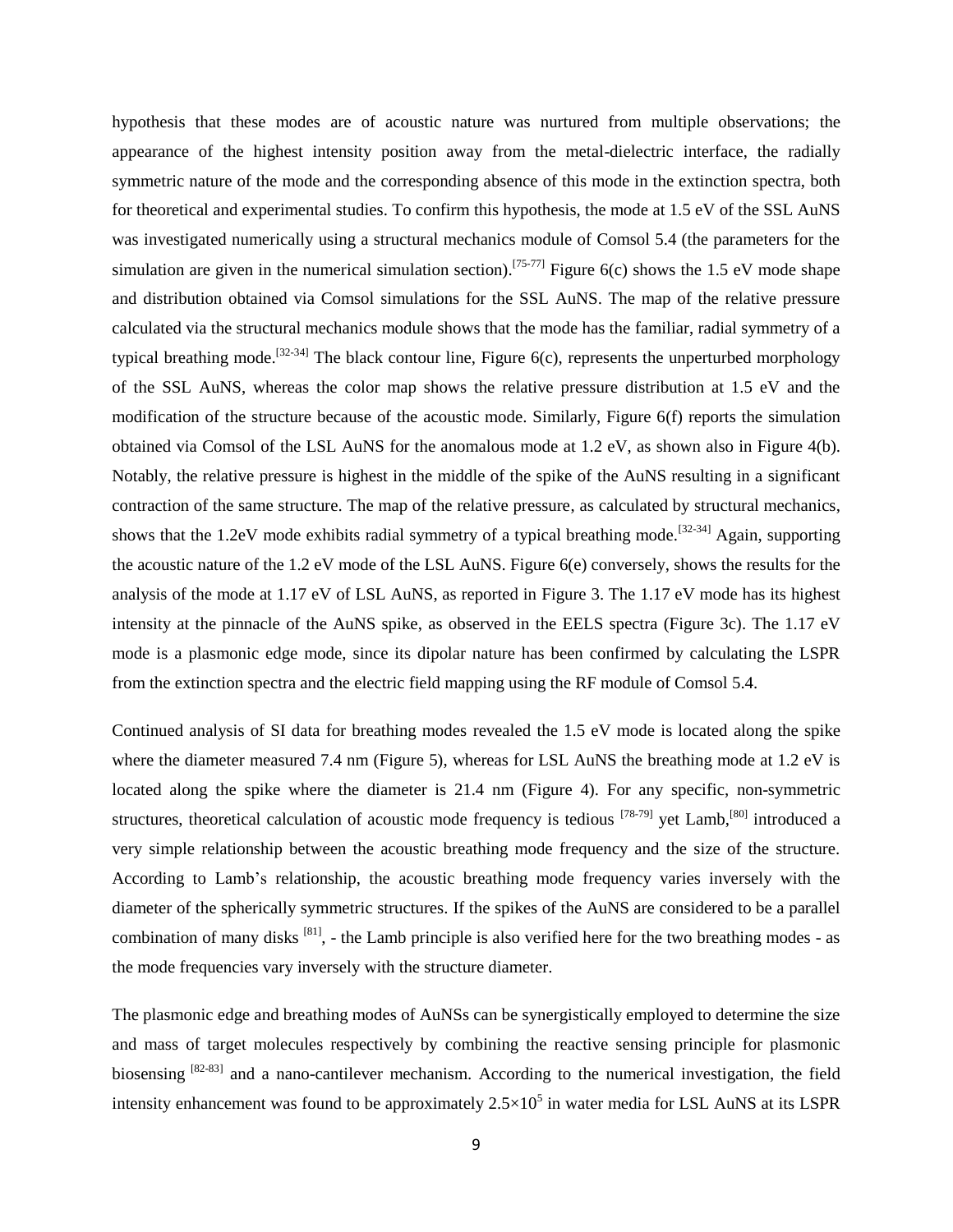hypothesis that these modes are of acoustic nature was nurtured from multiple observations; the appearance of the highest intensity position away from the metal-dielectric interface, the radially symmetric nature of the mode and the corresponding absence of this mode in the extinction spectra, both for theoretical and experimental studies. To confirm this hypothesis, the mode at 1.5 eV of the SSL AuNS was investigated numerically using a structural mechanics module of Comsol 5.4 (the parameters for the simulation are given in the numerical simulation section).[75-77] Figure 6(c) shows the 1.5 eV mode shape and distribution obtained via Comsol simulations for the SSL AuNS. The map of the relative pressure calculated via the structural mechanics module shows that the mode has the familiar, radial symmetry of a typical breathing mode.[32-34] The black contour line, Figure 6(c), represents the unperturbed morphology of the SSL AuNS, whereas the color map shows the relative pressure distribution at 1.5 eV and the modification of the structure because of the acoustic mode. Similarly, Figure 6(f) reports the simulation obtained via Comsol of the LSL AuNS for the anomalous mode at 1.2 eV, as shown also in Figure 4(b). Notably, the relative pressure is highest in the middle of the spike of the AuNS resulting in a significant contraction of the same structure. The map of the relative pressure, as calculated by structural mechanics, shows that the 1.2eV mode exhibits radial symmetry of a typical breathing mode.[32-34] Again, supporting the acoustic nature of the 1.2 eV mode of the LSL AuNS. Figure 6(e) conversely, shows the results for the analysis of the mode at 1.17 eV of LSL AuNS, as reported in Figure 3. The 1.17 eV mode has its highest intensity at the pinnacle of the AuNS spike, as observed in the EELS spectra (Figure 3c). The 1.17 eV mode is a plasmonic edge mode, since its dipolar nature has been confirmed by calculating the LSPR from the extinction spectra and the electric field mapping using the RF module of Comsol 5.4.

Continued analysis of SI data for breathing modes revealed the 1.5 eV mode is located along the spike where the diameter measured 7.4 nm (Figure 5), whereas for LSL AuNS the breathing mode at 1.2 eV is located along the spike where the diameter is 21.4 nm (Figure 4). For any specific, non-symmetric structures, theoretical calculation of acoustic mode frequency is tedious [78-79] yet Lamb,[80] introduced a very simple relationship between the acoustic breathing mode frequency and the size of the structure. According to Lamb's relationship, the acoustic breathing mode frequency varies inversely with the diameter of the spherically symmetric structures. If the spikes of the AuNS are considered to be a parallel combination of many disks [81], - the Lamb principle is also verified here for the two breathing modes - as the mode frequencies vary inversely with the structure diameter.

The plasmonic edge and breathing modes of AuNSs can be synergistically employed to determine the size and mass of target molecules respectively by combining the reactive sensing principle for plasmonic biosensing [82-83] and a nano-cantilever mechanism. According to the numerical investigation, the field intensity enhancement was found to be approximately $2.5\times10^5$ in water media for LSL AuNS at its LSPR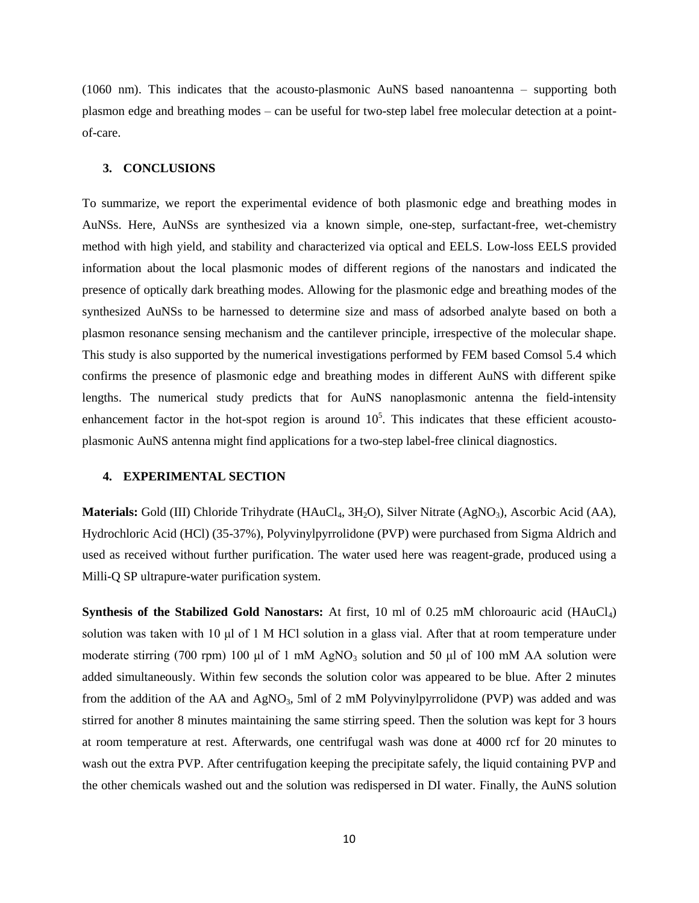(1060 nm). This indicates that the acousto-plasmonic AuNS based nanoantenna – supporting both plasmon edge and breathing modes – can be useful for two-step label free molecular detection at a point-of-care.

## 3. CONCLUSIONS

To summarize, we report the experimental evidence of both plasmonic edge and breathing modes in AuNSs. Here, AuNSs are synthesized via a known simple, one-step, surfactant-free, wet-chemistry method with high yield, and stability and characterized via optical and EELS. Low-loss EELS provided information about the local plasmonic modes of different regions of the nanostars and indicated the presence of optically dark breathing modes. Allowing for the plasmonic edge and breathing modes of the synthesized AuNSs to be harnessed to determine size and mass of adsorbed analyte based on both a plasmon resonance sensing mechanism and the cantilever principle, irrespective of the molecular shape. This study is also supported by the numerical investigations performed by FEM based Comsol 5.4 which confirms the presence of plasmonic edge and breathing modes in different AuNS with different spike lengths. The numerical study predicts that for AuNS nanoplasmonic antenna the field-intensity enhancement factor in the hot-spot region is around $10^5$. This indicates that these efficient acousto-plasmonic AuNS antenna might find applications for a two-step label-free clinical diagnostics.

## 4. EXPERIMENTAL SECTION

**Materials:** Gold (III) Chloride Trihydrate ($HAuCl_4$, $3H_2O$), Silver Nitrate ($AgNO_3$), Ascorbic Acid (AA), Hydrochloric Acid (HCl) (35-37%), Polyvinylpyrrolidone (PVP) were purchased from Sigma Aldrich and used as received without further purification. The water used here was reagent-grade, produced using a Milli-Q SP ultrapure-water purification system.

**Synthesis of the Stabilized Gold Nanostars:** At first, 10 ml of 0.25 mM chloroauric acid ($HAuCl_4$) solution was taken with 10 μl of 1 M HCl solution in a glass vial. After that at room temperature under moderate stirring (700 rpm) 100 μl of 1 mM $AgNO_3$ solution and 50 μl of 100 mM AA solution were added simultaneously. Within few seconds the solution color was appeared to be blue. After 2 minutes from the addition of the AA and $AgNO_3$, 5ml of 2 mM Polyvinylpyrrolidone (PVP) was added and was stirred for another 8 minutes maintaining the same stirring speed. Then the solution was kept for 3 hours at room temperature at rest. Afterwards, one centrifugal wash was done at 4000 rcf for 20 minutes to wash out the extra PVP. After centrifugation keeping the precipitate safely, the liquid containing PVP and the other chemicals washed out and the solution was redispersed in DI water. Finally, the AuNS solution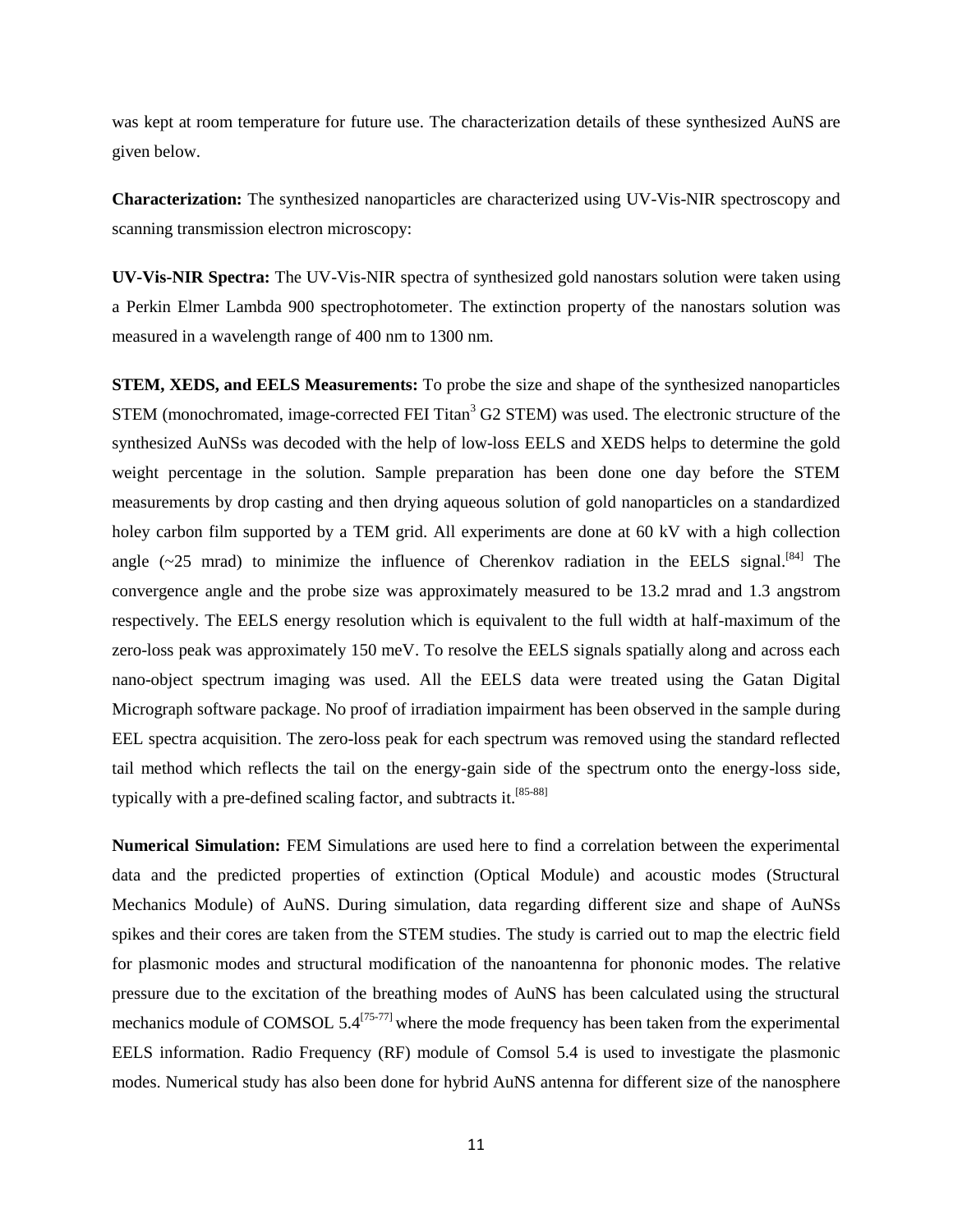was kept at room temperature for future use. The characterization details of these synthesized AuNS are given below.

**Characterization:** The synthesized nanoparticles are characterized using UV-Vis-NIR spectroscopy and scanning transmission electron microscopy:

**UV-Vis-NIR Spectra:** The UV-Vis-NIR spectra of synthesized gold nanostars solution were taken using a Perkin Elmer Lambda 900 spectrophotometer. The extinction property of the nanostars solution was measured in a wavelength range of 400 nm to 1300 nm.

**STEM, XEDS, and EELS Measurements:** To probe the size and shape of the synthesized nanoparticles STEM (monochromated, image-corrected FEI Titan$^3$ G2 STEM) was used. The electronic structure of the synthesized AuNSs was decoded with the help of low-loss EELS and XEDS helps to determine the gold weight percentage in the solution. Sample preparation has been done one day before the STEM measurements by drop casting and then drying aqueous solution of gold nanoparticles on a standardized holey carbon film supported by a TEM grid. All experiments are done at 60 kV with a high collection angle (~25 mrad) to minimize the influence of Cherenkov radiation in the EELS signal.[84] The convergence angle and the probe size was approximately measured to be 13.2 mrad and 1.3 angstrom respectively. The EELS energy resolution which is equivalent to the full width at half-maximum of the zero-loss peak was approximately 150 meV. To resolve the EELS signals spatially along and across each nano-object spectrum imaging was used. All the EELS data were treated using the Gatan Digital Micrograph software package. No proof of irradiation impairment has been observed in the sample during EEL spectra acquisition. The zero-loss peak for each spectrum was removed using the standard reflected tail method which reflects the tail on the energy-gain side of the spectrum onto the energy-loss side, typically with a pre-defined scaling factor, and subtracts it.[85-88]

**Numerical Simulation:** FEM Simulations are used here to find a correlation between the experimental data and the predicted properties of extinction (Optical Module) and acoustic modes (Structural Mechanics Module) of AuNS. During simulation, data regarding different size and shape of AuNSs spikes and their cores are taken from the STEM studies. The study is carried out to map the electric field for plasmonic modes and structural modification of the nanoantenna for phononic modes. The relative pressure due to the excitation of the breathing modes of AuNS has been calculated using the structural mechanics module of COMSOL 5.4[75-77] where the mode frequency has been taken from the experimental EELS information. Radio Frequency (RF) module of Comsol 5.4 is used to investigate the plasmonic modes. Numerical study has also been done for hybrid AuNS antenna for different size of the nanosphere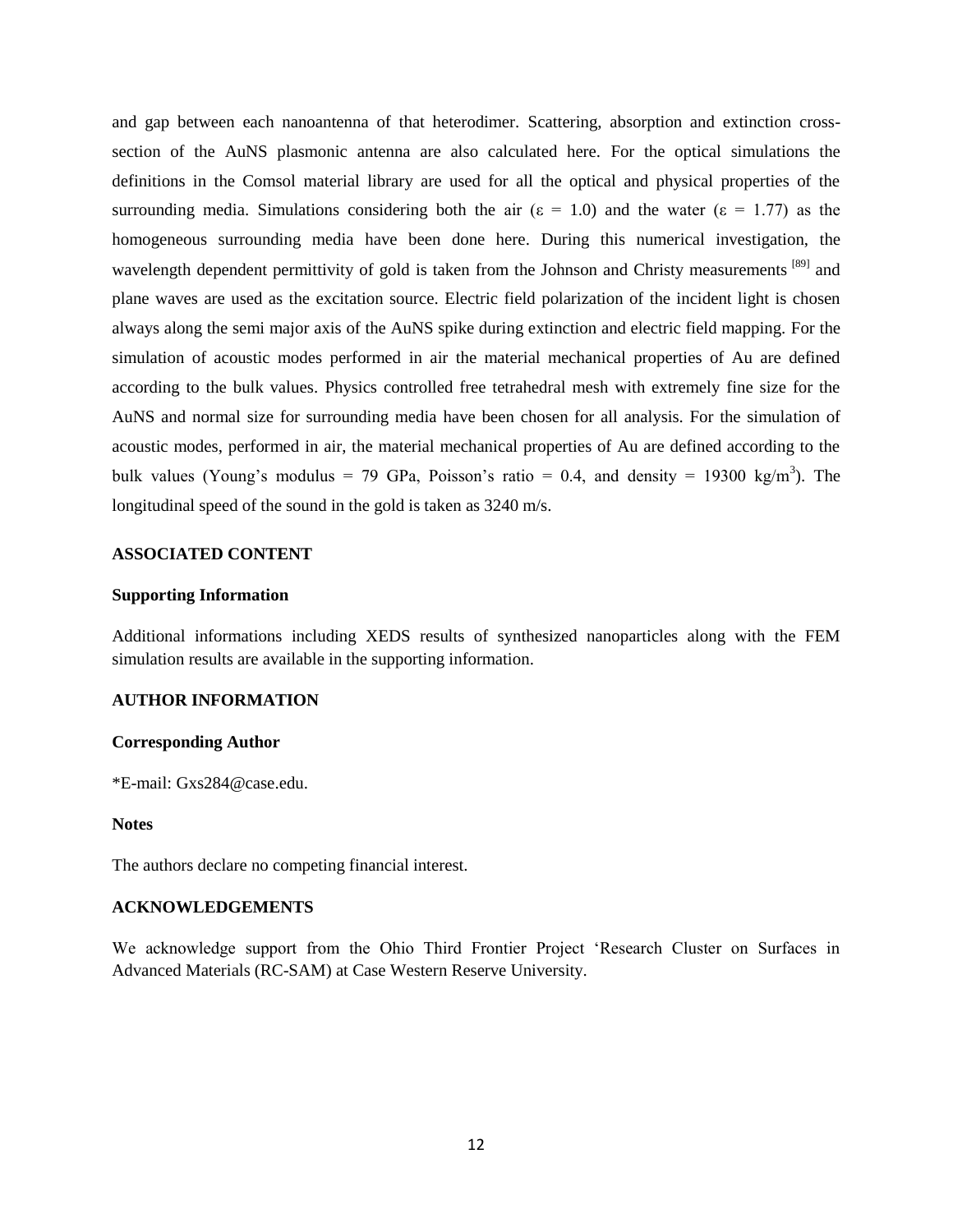and gap between each nanoantenna of that heterodimer. Scattering, absorption and extinction cross-section of the AuNS plasmonic antenna are also calculated here. For the optical simulations the definitions in the Comsol material library are used for all the optical and physical properties of the surrounding media. Simulations considering both the air ($\varepsilon = 1.0$) and the water ($\varepsilon = 1.77$) as the homogeneous surrounding media have been done here. During this numerical investigation, the wavelength dependent permittivity of gold is taken from the Johnson and Christy measurements [89] and plane waves are used as the excitation source. Electric field polarization of the incident light is chosen always along the semi major axis of the AuNS spike during extinction and electric field mapping. For the simulation of acoustic modes performed in air the material mechanical properties of Au are defined according to the bulk values. Physics controlled free tetrahedral mesh with extremely fine size for the AuNS and normal size for surrounding media have been chosen for all analysis. For the simulation of acoustic modes, performed in air, the material mechanical properties of Au are defined according to the bulk values (Young's modulus = 79 GPa, Poisson's ratio = 0.4, and density = 19300 kg/m$^3$). The longitudinal speed of the sound in the gold is taken as 3240 m/s.

**ASSOCIATED CONTENT**

**Supporting Information**

Additional informations including XEDS results of synthesized nanoparticles along with the FEM simulation results are available in the supporting information.

**AUTHOR INFORMATION**

**Corresponding Author**

*E-mail: Gxs284@case.edu.

**Notes**

The authors declare no competing financial interest.

**ACKNOWLEDGEMENTS**

We acknowledge support from the Ohio Third Frontier Project 'Research Cluster on Surfaces in Advanced Materials (RC-SAM) at Case Western Reserve University.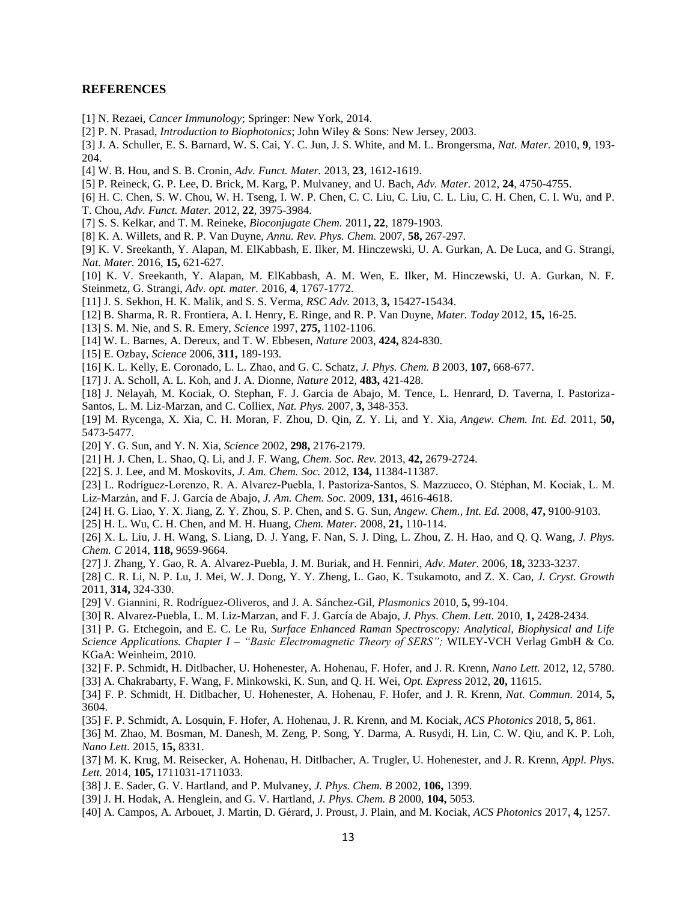## REFERENCES

[1] N. Rezaei, *Cancer Immunology*; Springer: New York, 2014.

[2] P. N. Prasad, *Introduction to Biophotonics*; John Wiley & Sons: New Jersey, 2003.

[3] J. A. Schuller, E. S. Barnard, W. S. Cai, Y. C. Jun, J. S. White, and M. L. Brongersma, *Nat. Mater.* 2010, **9**, 193-204.

[4] W. B. Hou, and S. B. Cronin, *Adv. Funct. Mater.* 2013, **23**, 1612-1619.

[5] P. Reineck, G. P. Lee, D. Brick, M. Karg, P. Mulvaney, and U. Bach, *Adv. Mater.* 2012, **24**, 4750-4755.

[6] H. C. Chen, S. W. Chou, W. H. Tseng, I. W. P. Chen, C. C. Liu, C. Liu, C. L. Liu, C. H. Chen, C. I. Wu, and P. T. Chou, *Adv. Funct. Mater.* 2012, **22**, 3975-3984.

[7] S. S. Kelkar, and T. M. Reineke, *Bioconjugate Chem.* 2011**, 22**, 1879-1903.

[8] K. A. Willets, and R. P. Van Duyne, *Annu. Rev. Phys. Chem.* 2007, **58,** 267-297.

[9] K. V. Sreekanth, Y. Alapan, M. ElKabbash, E. Ilker, M. Hinczewski, U. A. Gurkan, A. De Luca, and G. Strangi, *Nat. Mater.* 2016, **15,** 621-627.

[10] K. V. Sreekanth, Y. Alapan, M. ElKabbash, A. M. Wen, E. Ilker, M. Hinczewski, U. A. Gurkan, N. F. Steinmetz, G. Strangi, *Adv. opt. mater.* 2016, **4**, 1767-1772.

[11] J. S. Sekhon, H. K. Malik, and S. S. Verma, *RSC Adv.* 2013, **3,** 15427-15434.

[12] B. Sharma, R. R. Frontiera, A. I. Henry, E. Ringe, and R. P. Van Duyne, *Mater. Today* 2012, **15,** 16-25.

[13] S. M. Nie, and S. R. Emery, *Science* 1997, **275,** 1102-1106.

[14] W. L. Barnes, A. Dereux, and T. W. Ebbesen, *Nature* 2003, **424,** 824-830.

[15] E. Ozbay, *Science* 2006, **311,** 189-193.

[16] K. L. Kelly, E. Coronado, L. L. Zhao, and G. C. Schatz, *J. Phys. Chem. B* 2003, **107,** 668-677.

[17] J. A. Scholl, A. L. Koh, and J. A. Dionne, *Nature* 2012, **483,** 421-428.

[18] J. Nelayah, M. Kociak, O. Stephan, F. J. Garcia de Abajo, M. Tence, L. Henrard, D. Taverna, I. Pastoriza-Santos, L. M. Liz-Marzan, and C. Colliex, *Nat. Phys.* 2007, **3,** 348-353.

[19] M. Rycenga, X. Xia, C. H. Moran, F. Zhou, D. Qin, Z. Y. Li, and Y. Xia, *Angew. Chem. Int. Ed.* 2011, **50,** 5473-5477.

[20] Y. G. Sun, and Y. N. Xia, *Science* 2002, **298,** 2176-2179.

[21] H. J. Chen, L. Shao, Q. Li, and J. F. Wang, *Chem. Soc. Rev.* 2013, **42,** 2679-2724.

[22] S. J. Lee, and M. Moskovits, *J. Am. Chem. Soc.* 2012, **134,** 11384-11387.

[23] L. Rodríguez-Lorenzo, R. A. Alvarez-Puebla, I. Pastoriza-Santos, S. Mazzucco, O. Stéphan, M. Kociak, L. M. Liz-Marzán, and F. J. García de Abajo, *J. Am. Chem. Soc.* 2009, **131,** 4616-4618.

[24] H. G. Liao, Y. X. Jiang, Z. Y. Zhou, S. P. Chen, and S. G. Sun, *Angew. Chem., Int. Ed.* 2008, **47,** 9100-9103.

[25] H. L. Wu, C. H. Chen, and M. H. Huang, *Chem. Mater.* 2008, **21,** 110-114.

[26] X. L. Liu, J. H. Wang, S. Liang, D. J. Yang, F. Nan, S. J. Ding, L. Zhou, Z. H. Hao, and Q. Q. Wang, *J. Phys. Chem. C* 2014, **118,** 9659-9664.

[27] J. Zhang, Y. Gao, R. A. Alvarez-Puebla, J. M. Buriak, and H. Fenniri, *Adv. Mater.* 2006, **18,** 3233-3237.

[28] C. R. Li, N. P. Lu, J. Mei, W. J. Dong, Y. Y. Zheng, L. Gao, K. Tsukamoto, and Z. X. Cao, *J. Cryst. Growth* 2011, **314,** 324-330.

[29] V. Giannini, R. Rodríguez-Oliveros, and J. A. Sánchez-Gil, *Plasmonics* 2010, **5,** 99-104.

[30] R. Alvarez-Puebla, L. M. Liz-Marzan, and F. J. García de Abajo, *J. Phys. Chem. Lett.* 2010, **1,** 2428-2434.

[31] P. G. Etchegoin, and E. C. Le Ru, *Surface Enhanced Raman Spectroscopy: Analytical, Biophysical and Life Science Applications. Chapter I – "Basic Electromagnetic Theory of SERS";* WILEY-VCH Verlag GmbH & Co. KGaA: Weinheim, 2010.

[32] F. P. Schmidt, H. Ditlbacher, U. Hohenester, A. Hohenau, F. Hofer, and J. R. Krenn, *Nano Lett.* 2012, 12, 5780.

[33] A. Chakrabarty, F. Wang, F. Minkowski, K. Sun, and Q. H. Wei, *Opt. Express* 2012, **20,** 11615.

[34] F. P. Schmidt, H. Ditlbacher, U. Hohenester, A. Hohenau, F. Hofer, and J. R. Krenn, *Nat. Commun.* 2014, **5,** 3604.

[35] F. P. Schmidt, A. Losquin, F. Hofer, A. Hohenau, J. R. Krenn, and M. Kociak, *ACS Photonics* 2018, **5,** 861.

[36] M. Zhao, M. Bosman, M. Danesh, M. Zeng, P. Song, Y. Darma, A. Rusydi, H. Lin, C. W. Qiu, and K. P. Loh, *Nano Lett.* 2015, **15,** 8331.

[37] M. K. Krug, M. Reisecker, A. Hohenau, H. Ditlbacher, A. Trugler, U. Hohenester, and J. R. Krenn, *Appl. Phys. Lett.* 2014, **105,** 1711031-1711033.

[38] J. E. Sader, G. V. Hartland, and P. Mulvaney, *J. Phys. Chem. B* 2002, **106,** 1399.

[39] J. H. Hodak, A. Henglein, and G. V. Hartland, *J. Phys. Chem. B* 2000, **104,** 5053.

[40] A. Campos, A. Arbouet, J. Martin, D. Gérard, J. Proust, J. Plain, and M. Kociak, *ACS Photonics* 2017, **4,** 1257.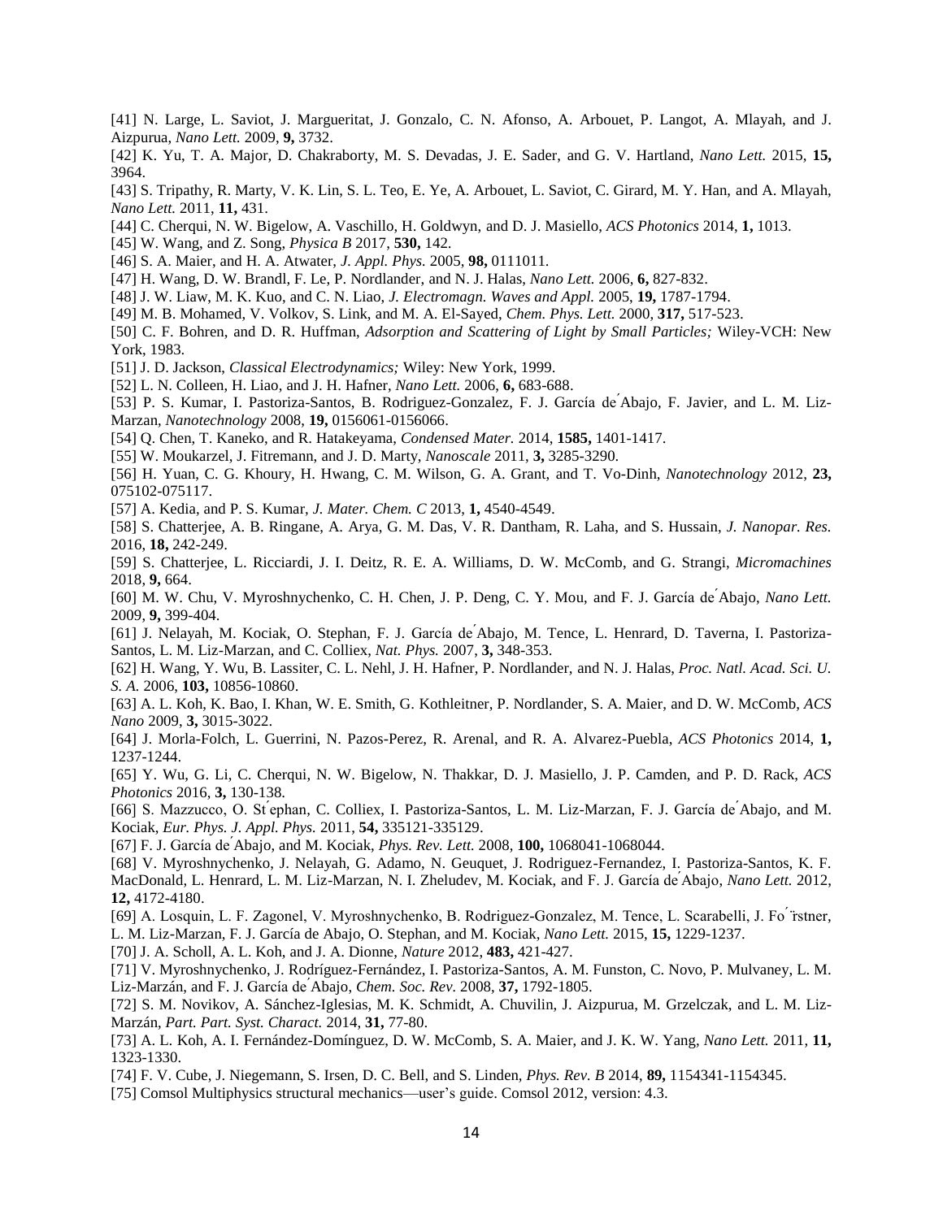[41] N. Large, L. Saviot, J. Margueritat, J. Gonzalo, C. N. Afonso, A. Arbouet, P. Langot, A. Mlayah, and J. Aizpurua, *Nano Lett.* 2009, **9,** 3732.

[42] K. Yu, T. A. Major, D. Chakraborty, M. S. Devadas, J. E. Sader, and G. V. Hartland, *Nano Lett.* 2015, **15,** 3964.

[43] S. Tripathy, R. Marty, V. K. Lin, S. L. Teo, E. Ye, A. Arbouet, L. Saviot, C. Girard, M. Y. Han, and A. Mlayah, *Nano Lett.* 2011, **11,** 431.

[44] C. Cherqui, N. W. Bigelow, A. Vaschillo, H. Goldwyn, and D. J. Masiello, *ACS Photonics* 2014, **1,** 1013.

[45] W. Wang, and Z. Song, *Physica B* 2017, **530,** 142.

[46] S. A. Maier, and H. A. Atwater, *J. Appl. Phys.* 2005, **98,** 0111011.

[47] H. Wang, D. W. Brandl, F. Le, P. Nordlander, and N. J. Halas, *Nano Lett.* 2006, **6,** 827-832.

[48] J. W. Liaw, M. K. Kuo, and C. N. Liao, *J. Electromagn. Waves and Appl.* 2005, **19,** 1787-1794.

[49] M. B. Mohamed, V. Volkov, S. Link, and M. A. El-Sayed, *Chem. Phys. Lett.* 2000, **317,** 517-523.

[50] C. F. Bohren, and D. R. Huffman, *Adsorption and Scattering of Light by Small Particles;* Wiley-VCH: New York, 1983.

[51] J. D. Jackson, *Classical Electrodynamics;* Wiley: New York, 1999.

[52] L. N. Colleen, H. Liao, and J. H. Hafner, *Nano Lett.* 2006, **6,** 683-688.

[53] P. S. Kumar, I. Pastoriza-Santos, B. Rodriguez-Gonzalez, F. J. García de Abajo, F. Javier, and L. M. Liz-Marzan, *Nanotechnology* 2008, **19,** 0156061-0156066.

[54] Q. Chen, T. Kaneko, and R. Hatakeyama, *Condensed Mater.* 2014, **1585,** 1401-1417.

[55] W. Moukarzel, J. Fitremann, and J. D. Marty, *Nanoscale* 2011, **3,** 3285-3290.

[56] H. Yuan, C. G. Khoury, H. Hwang, C. M. Wilson, G. A. Grant, and T. Vo-Dinh, *Nanotechnology* 2012, **23,** 075102-075117.

[57] A. Kedia, and P. S. Kumar, *J. Mater. Chem. C* 2013, **1,** 4540-4549.

[58] S. Chatterjee, A. B. Ringane, A. Arya, G. M. Das, V. R. Dantham, R. Laha, and S. Hussain, *J. Nanopar. Res.* 2016, **18,** 242-249.

[59] S. Chatterjee, L. Ricciardi, J. I. Deitz, R. E. A. Williams, D. W. McComb, and G. Strangi, *Micromachines* 2018, **9,** 664.

[60] M. W. Chu, V. Myroshnychenko, C. H. Chen, J. P. Deng, C. Y. Mou, and F. J. García de Abajo, *Nano Lett.* 2009, **9,** 399-404.

[61] J. Nelayah, M. Kociak, O. Stephan, F. J. García de Abajo, M. Tence, L. Henrard, D. Taverna, I. Pastoriza-Santos, L. M. Liz-Marzan, and C. Colliex, *Nat. Phys.* 2007, **3,** 348-353.

[62] H. Wang, Y. Wu, B. Lassiter, C. L. Nehl, J. H. Hafner, P. Nordlander, and N. J. Halas, *Proc. Natl. Acad. Sci. U. S. A.* 2006, **103,** 10856-10860.

[63] A. L. Koh, K. Bao, I. Khan, W. E. Smith, G. Kothleitner, P. Nordlander, S. A. Maier, and D. W. McComb, *ACS Nano* 2009, **3,** 3015-3022.

[64] J. Morla-Folch, L. Guerrini, N. Pazos-Perez, R. Arenal, and R. A. Alvarez-Puebla, *ACS Photonics* 2014, **1,** 1237-1244.

[65] Y. Wu, G. Li, C. Cherqui, N. W. Bigelow, N. Thakkar, D. J. Masiello, J. P. Camden, and P. D. Rack, *ACS Photonics* 2016, **3,** 130-138.

[66] S. Mazzucco, O. Stéphan, C. Colliex, I. Pastoriza-Santos, L. M. Liz-Marzan, F. J. García de Abajo, and M. Kociak, *Eur. Phys. J. Appl. Phys.* 2011, **54,** 335121-335129.

[67] F. J. García de Abajo, and M. Kociak, *Phys. Rev. Lett.* 2008, **100,** 1068041-1068044.

[68] V. Myroshnychenko, J. Nelayah, G. Adamo, N. Geuquet, J. Rodriguez-Fernandez, I. Pastoriza-Santos, K. F. MacDonald, L. Henrard, L. M. Liz-Marzan, N. I. Zheludev, M. Kociak, and F. J. García de Abajo, *Nano Lett.* 2012, **12,** 4172-4180.

[69] A. Losquin, L. F. Zagonel, V. Myroshnychenko, B. Rodriguez-Gonzalez, M. Tence, L. Scarabelli, J. Förstner, L. M. Liz-Marzan, F. J. García de Abajo, O. Stephan, and M. Kociak, *Nano Lett.* 2015, **15,** 1229-1237.

[70] J. A. Scholl, A. L. Koh, and J. A. Dionne, *Nature* 2012, **483,** 421-427.

[71] V. Myroshnychenko, J. Rodríguez-Fernández, I. Pastoriza-Santos, A. M. Funston, C. Novo, P. Mulvaney, L. M. Liz-Marzán, and F. J. García de Abajo, *Chem. Soc. Rev.* 2008, **37,** 1792-1805.

[72] S. M. Novikov, A. Sánchez-Iglesias, M. K. Schmidt, A. Chuvilin, J. Aizpurua, M. Grzelczak, and L. M. Liz-Marzán, *Part. Part. Syst. Charact.* 2014, **31,** 77-80.

[73] A. L. Koh, A. I. Fernández-Domínguez, D. W. McComb, S. A. Maier, and J. K. W. Yang, *Nano Lett.* 2011, **11,** 1323-1330.

[74] F. V. Cube, J. Niegemann, S. Irsen, D. C. Bell, and S. Linden, *Phys. Rev. B* 2014, **89,** 1154341-1154345.

[75] Comsol Multiphysics structural mechanics—user's guide. Comsol 2012, version: 4.3.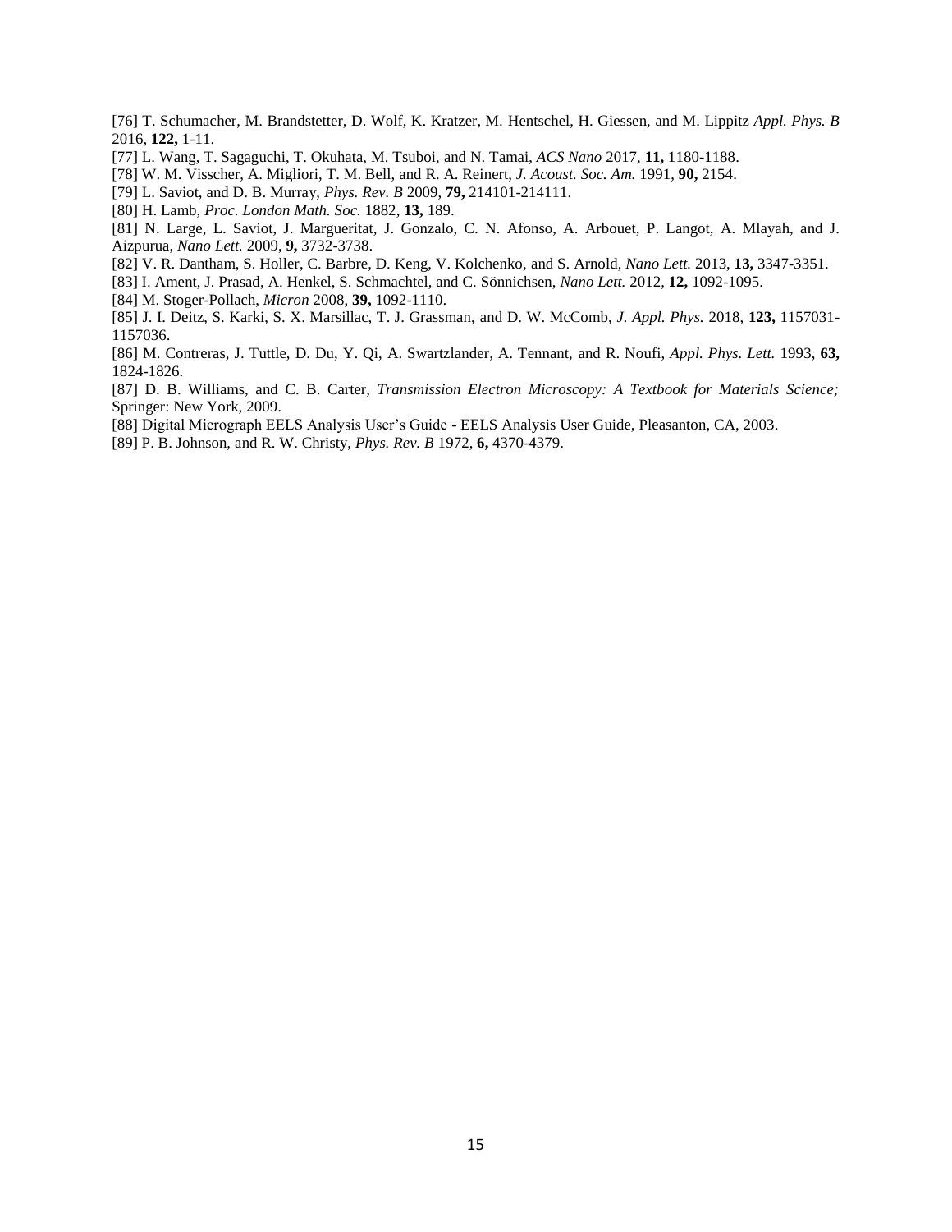[76] T. Schumacher, M. Brandstetter, D. Wolf, K. Kratzer, M. Hentschel, H. Giessen, and M. Lippitz *Appl. Phys. B* 2016, **122,** 1-11.

[77] L. Wang, T. Sagaguchi, T. Okuhata, M. Tsuboi, and N. Tamai, *ACS Nano* 2017, **11,** 1180-1188.

[78] W. M. Visscher, A. Migliori, T. M. Bell, and R. A. Reinert, *J. Acoust. Soc. Am.* 1991, **90,** 2154.

[79] L. Saviot, and D. B. Murray, *Phys. Rev. B* 2009, **79,** 214101-214111.

[80] H. Lamb, *Proc. London Math. Soc.* 1882, **13,** 189.

[81] N. Large, L. Saviot, J. Margueritat, J. Gonzalo, C. N. Afonso, A. Arbouet, P. Langot, A. Mlayah, and J. Aizpurua, *Nano Lett.* 2009, **9,** 3732-3738.

[82] V. R. Dantham, S. Holler, C. Barbre, D. Keng, V. Kolchenko, and S. Arnold, *Nano Lett.* 2013, **13,** 3347-3351.

[83] I. Ament, J. Prasad, A. Henkel, S. Schmachtel, and C. Sönnichsen, *Nano Lett.* 2012, **12,** 1092-1095.

[84] M. Stoger-Pollach, *Micron* 2008, **39,** 1092-1110.

[85] J. I. Deitz, S. Karki, S. X. Marsillac, T. J. Grassman, and D. W. McComb, *J. Appl. Phys.* 2018, **123,** 1157031-1157036.

[86] M. Contreras, J. Tuttle, D. Du, Y. Qi, A. Swartzlander, A. Tennant, and R. Noufi, *Appl. Phys. Lett.* 1993, **63,** 1824-1826.

[87] D. B. Williams, and C. B. Carter, *Transmission Electron Microscopy: A Textbook for Materials Science;* Springer: New York, 2009.

[88] Digital Micrograph EELS Analysis User's Guide - EELS Analysis User Guide, Pleasanton, CA, 2003.

[89] P. B. Johnson, and R. W. Christy, *Phys. Rev. B* 1972, **6,** 4370-4379.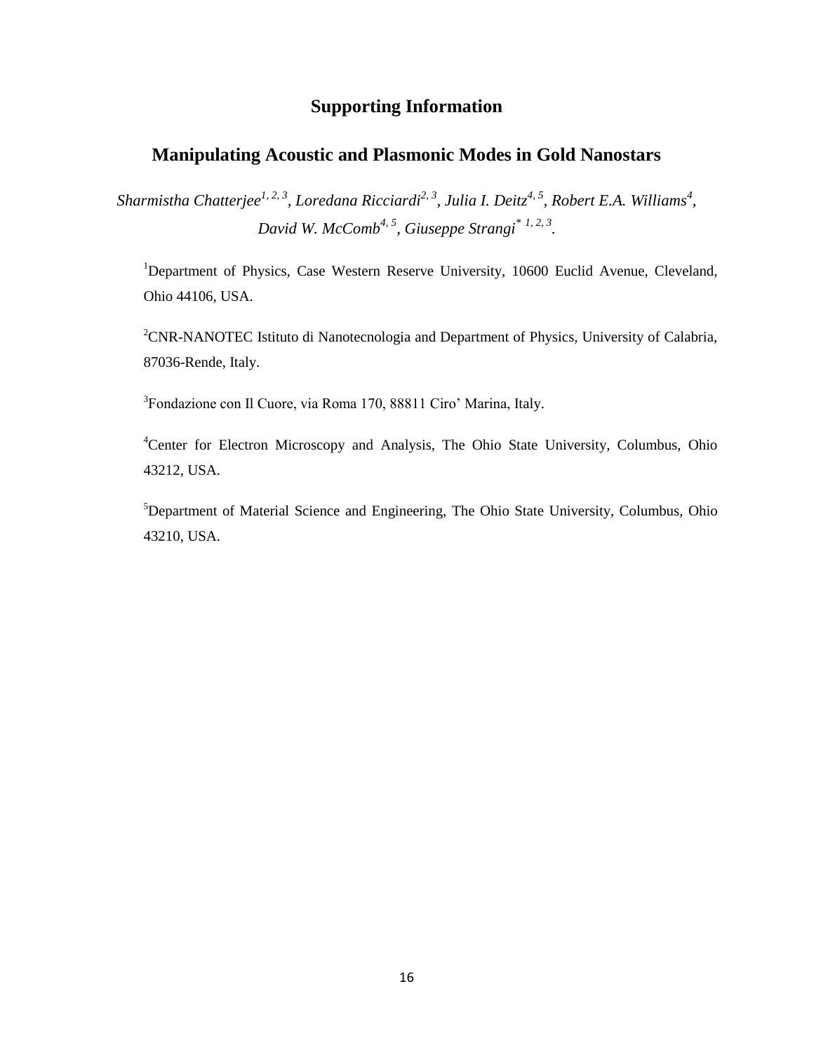# Supporting Information

## Manipulating Acoustic and Plasmonic Modes in Gold Nanostars

*Sharmistha Chatterjee[1, 2, 3], Loredana Ricciardi[2, 3], Julia I. Deitz[4, 5], Robert E.A. Williams[4], David W. McComb[4, 5], Giuseppe Strangi[* 1, 2, 3].*

[1]Department of Physics, Case Western Reserve University, 10600 Euclid Avenue, Cleveland, Ohio 44106, USA.

[2]CNR-NANOTEC Istituto di Nanotecnologia and Department of Physics, University of Calabria, 87036-Rende, Italy.

[3]Fondazione con Il Cuore, via Roma 170, 88811 Ciro' Marina, Italy.

[4]Center for Electron Microscopy and Analysis, The Ohio State University, Columbus, Ohio 43212, USA.

[5]Department of Material Science and Engineering, The Ohio State University, Columbus, Ohio 43210, USA.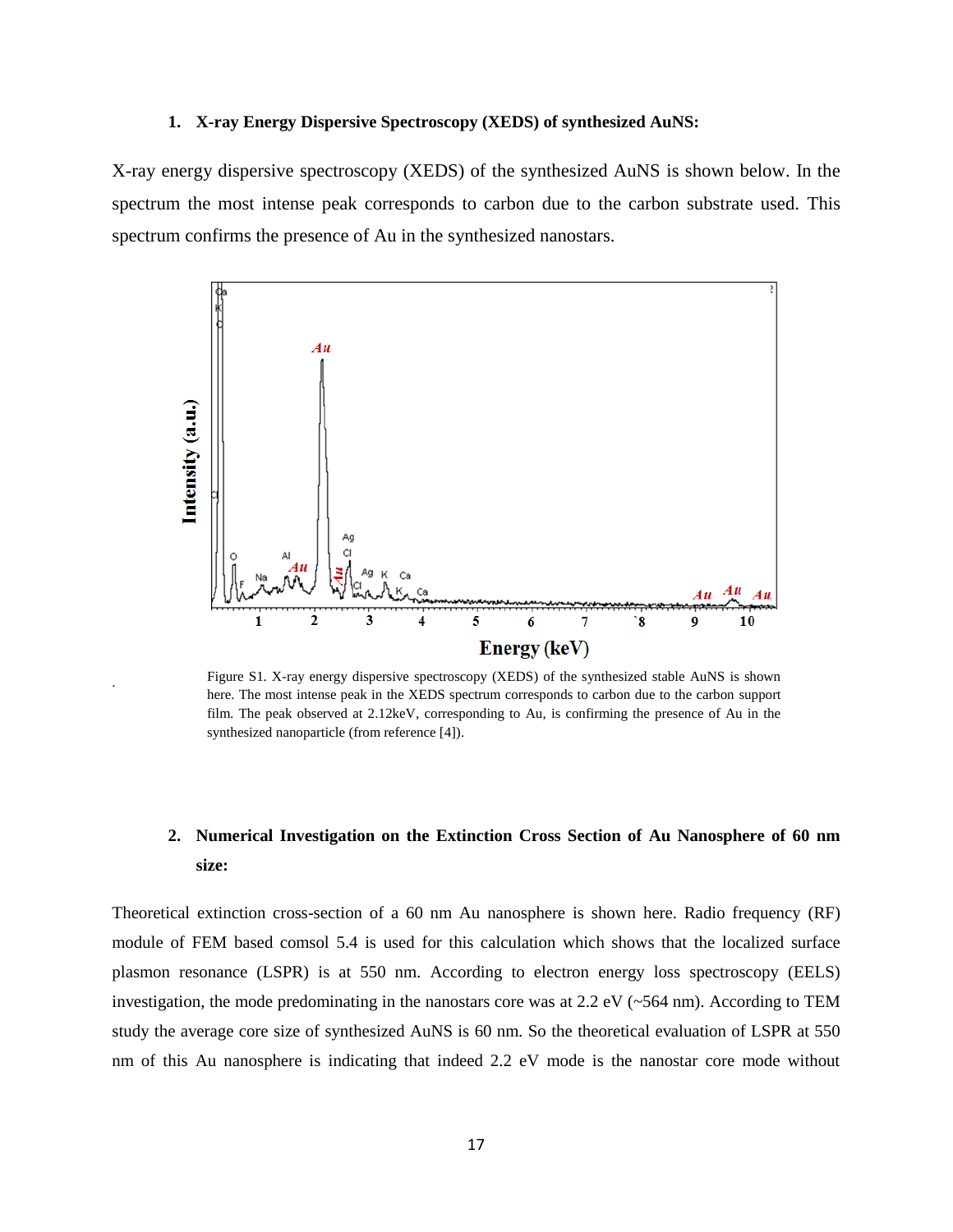1. **X-ray Energy Dispersive Spectroscopy (XEDS) of synthesized AuNS:**

X-ray energy dispersive spectroscopy (XEDS) of the synthesized AuNS is shown below. In the spectrum the most intense peak corresponds to carbon due to the carbon substrate used. This spectrum confirms the presence of Au in the synthesized nanostars.

Figure S1. X-ray energy dispersive spectroscopy (XEDS) of the synthesized stable AuNS is shown here. The most intense peak in the XEDS spectrum corresponds to carbon due to the carbon support film. The peak observed at 2.12keV, corresponding to Au, is confirming the presence of Au in the synthesized nanoparticle (from reference [4]).

2. **Numerical Investigation on the Extinction Cross Section of Au Nanosphere of 60 nm size:**

Theoretical extinction cross-section of a 60 nm Au nanosphere is shown here. Radio frequency (RF) module of FEM based comsol 5.4 is used for this calculation which shows that the localized surface plasmon resonance (LSPR) is at 550 nm. According to electron energy loss spectroscopy (EELS) investigation, the mode predominating in the nanostars core was at 2.2 eV (~564 nm). According to TEM study the average core size of synthesized AuNS is 60 nm. So the theoretical evaluation of LSPR at 550 nm of this Au nanosphere is indicating that indeed 2.2 eV mode is the nanostar core mode without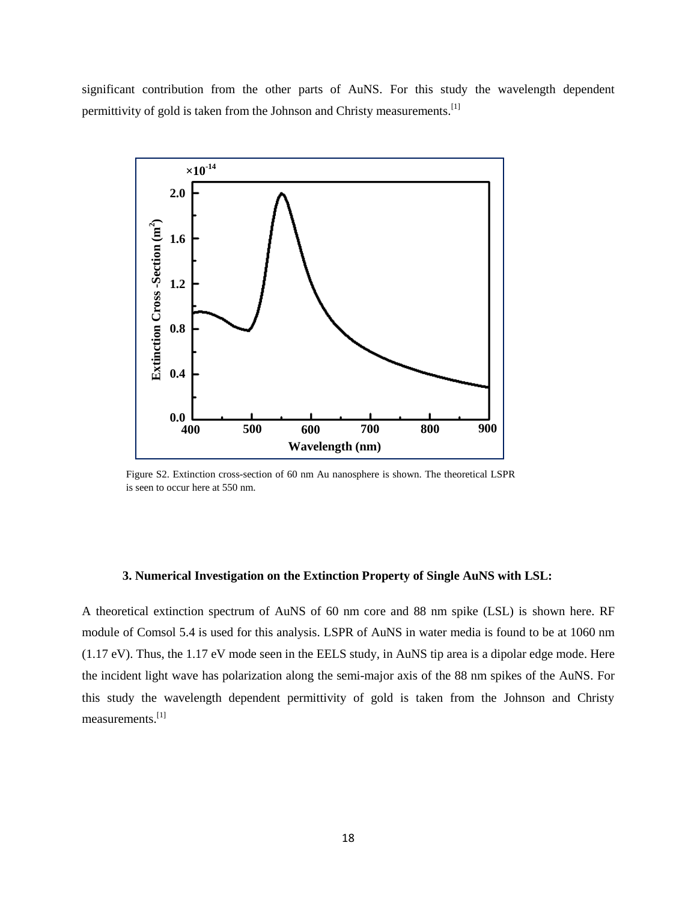significant contribution from the other parts of AuNS. For this study the wavelength dependent permittivity of gold is taken from the Johnson and Christy measurements.[1]

Figure S2. Extinction cross-section of 60 nm Au nanosphere is shown. The theoretical LSPR is seen to occur here at 550 nm.

### 3. Numerical Investigation on the Extinction Property of Single AuNS with LSL:

A theoretical extinction spectrum of AuNS of 60 nm core and 88 nm spike (LSL) is shown here. RF module of Comsol 5.4 is used for this analysis. LSPR of AuNS in water media is found to be at 1060 nm (1.17 eV). Thus, the 1.17 eV mode seen in the EELS study, in AuNS tip area is a dipolar edge mode. Here the incident light wave has polarization along the semi-major axis of the 88 nm spikes of the AuNS. For this study the wavelength dependent permittivity of gold is taken from the Johnson and Christy measurements.[1]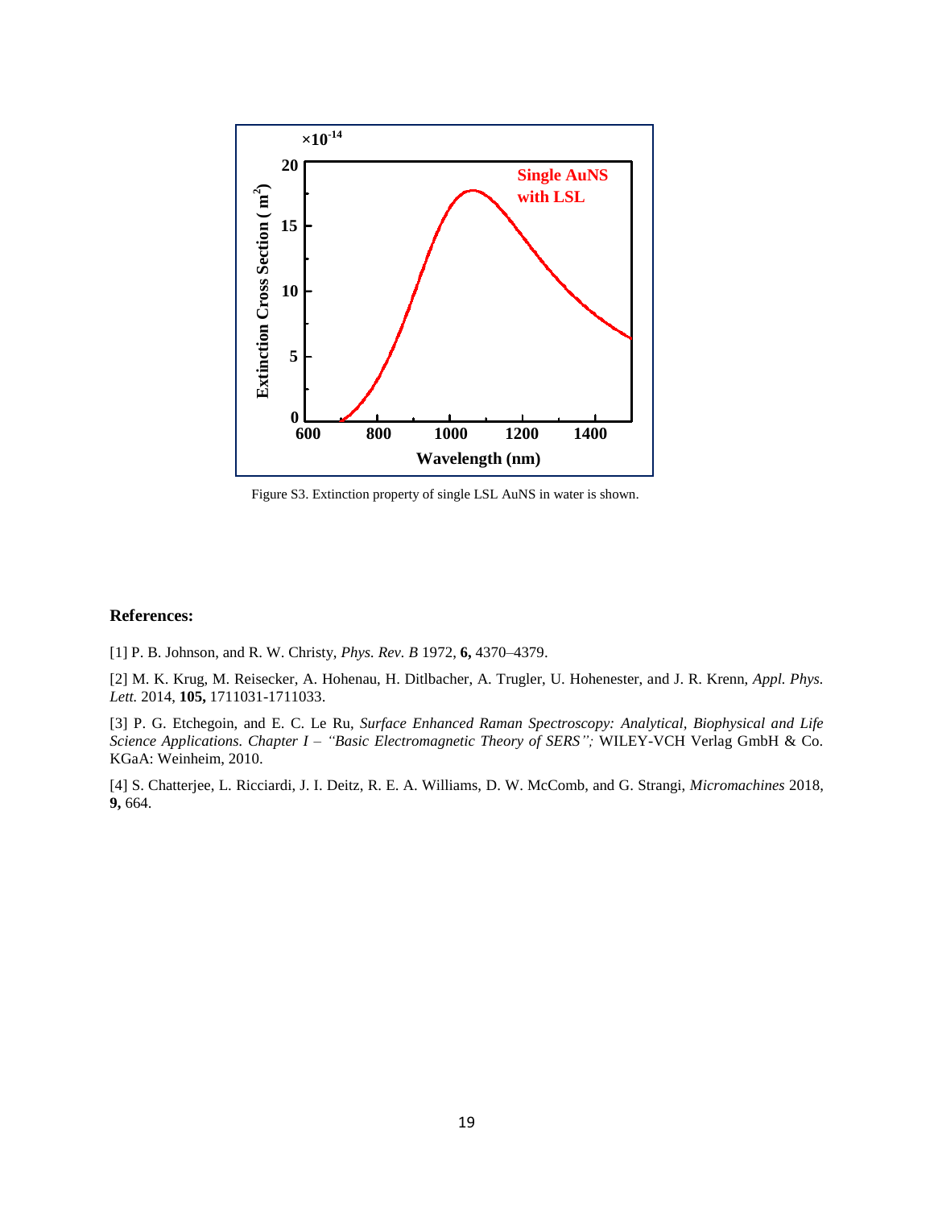×10^-14

20

15

10

5

0

600 800 1000 1200 1400

Extinction Cross Section ( m^2)

Wavelength (nm)

Single AuNS with LSL

Figure S3. Extinction property of single LSL AuNS in water is shown.

## References:

[1] P. B. Johnson, and R. W. Christy, *Phys. Rev. B* 1972, **6,** 4370–4379.

[2] M. K. Krug, M. Reisecker, A. Hohenau, H. Ditlbacher, A. Trugler, U. Hohenester, and J. R. Krenn, *Appl. Phys. Lett.* 2014, **105,** 1711031-1711033.

[3] P. G. Etchegoin, and E. C. Le Ru, *Surface Enhanced Raman Spectroscopy: Analytical, Biophysical and Life Science Applications. Chapter I – "Basic Electromagnetic Theory of SERS";* WILEY-VCH Verlag GmbH & Co. KGaA: Weinheim, 2010.

[4] S. Chatterjee, L. Ricciardi, J. I. Deitz, R. E. A. Williams, D. W. McComb, and G. Strangi, *Micromachines* 2018, **9,** 664.